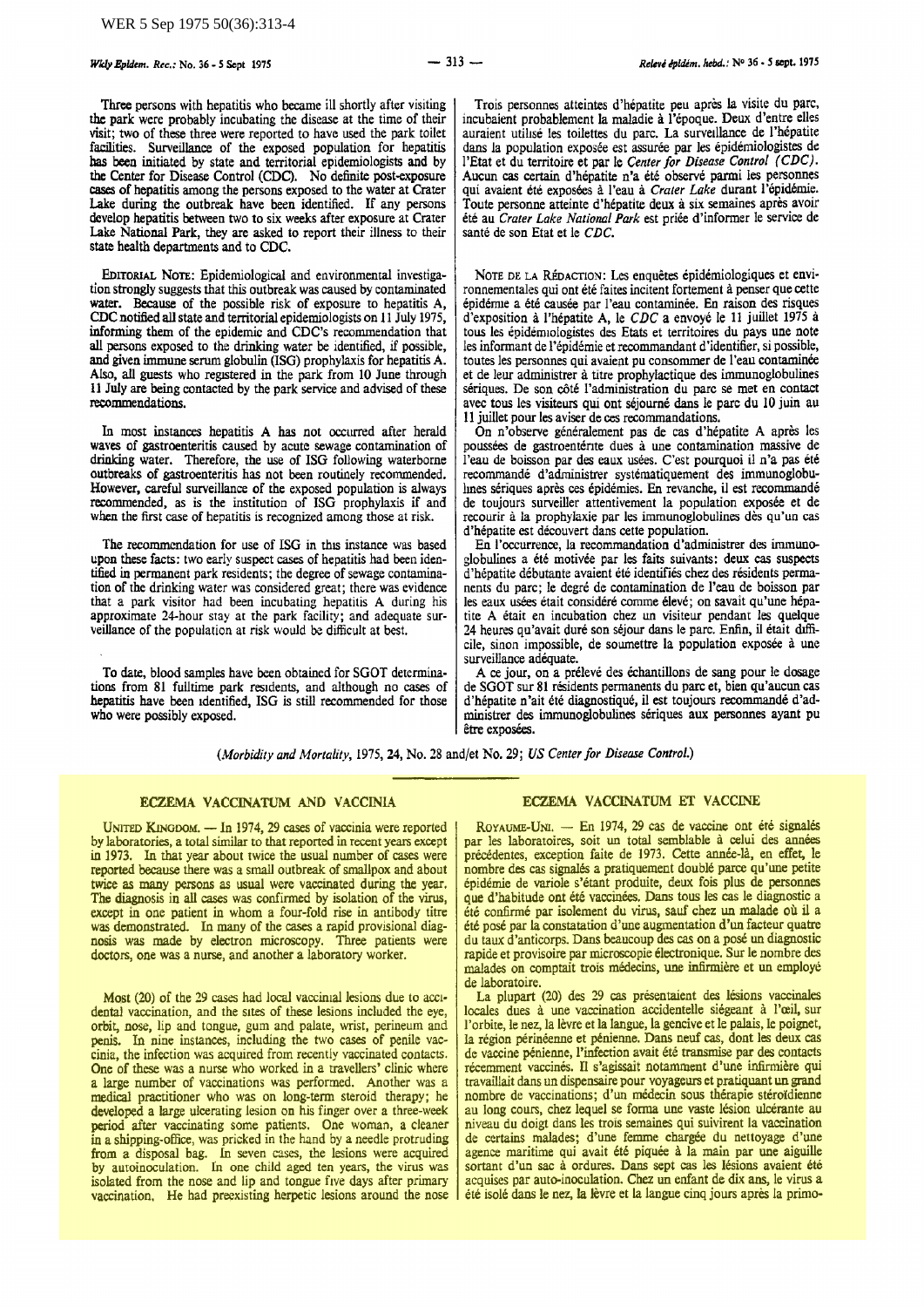WER 5 Sep 1975 50(36):313-4

Three persons with hepatitis who became ill shortly after visiting the park were probably incubating the disease at the time of their visit; two of these three were reported to have used the park toilet facilities. Surveillance of the exposed population for hepatitis has been initiated by state and territorial epidemiologists and by the Center for Disease Control (CDC). No definite post-exposure cases of hepatitis among the persons exposed to the water at Crater Lake during the outbreak have been identified. If any persons develop hepatitis between two to six weeks after exposure at Crater Lake National Park, they are asked to report their illness to their state health departments and to CDC.

EDITORIAL NOTE: Epidemiological and environmental investigation strongly suggests that this outbreak was caused by contaminated water. Because of the possible risk of exposure to hepatitis A, CDC notified all state and territorial epidemiologists on 11 July 1975, informing them of the epidemic and CDC's recommendation that all persons exposed to the drinking water be identified, if possible, and given immune serum globulin (ISG) prophylaxis for hepatitis A. Also, all guests who registered in the park from 10 June through 11 July are being contacted by the park service and advised of these recommendations.

In most instances hepatitis A has not occurred after herald waves of gastroenteritis caused by acute sewage contamination of drinking water. Therefore, the use of ISG following waterborne outbreaks of gastroenteritis has not been routinely recommended. However, careful surveillance of the exposed population is always recommended, as is the institution of ISG prophylaxis if and when the first case of hepatitis is recognized among those at risk.

The recommendation for use of ISG in this instance was based upon these facts: two early suspect cases of hepatitis had been identified in permanent park residents; the degree of sewage contamination of the drinking water was considered great; there was evidence that a park visitor had been incubating hepatitis A during his approximate 24-hour stay at the park facility; and adequate surveillance of the population at risk would be difficult at best.

To date, blood samples have been obtained for SGOT determinations from 81 fulltime park residents, and although no cases of hepatitis have been identified, ISG is still recommended for those who were possibly exposed.

Trois personnes atteintes d'hépatite peu après la visite du parc, incubaient probablement la maladie à l'époque. Deux d'entre elles auraient utilisé les toilettes du parc. La surveillance de l'hépatite dans la population exposée est assurée par les épidémiologistes de l'Etat et du territoire et par le *Center for Disease Control (CDC)*. Aucun cas certain d'hépatite n'a été observé parmi les personnes qui avaient été exposées à l'eau à *Crater Lake* durant l'épidémie. Toute personne atteinte d'hépatite deux à six semaines après avoir été au *Crater Lake National Park* est priée d'informer le service de santé de son Etat et le *CDC*.

NOTE DE LA RÉDACTION: Les enquêtes épidémiologiques et environnementales qui ont été faites incitent fortement à penser que cette épidémie a été causée par l'eau contaminée. En raison des risques d'exposition à l'hépatite A, le *CDC* a envoyé le 11 juillet 1975 à tous les épidémiologistes des Etats et territoires du pays une note les informant de l'épidémie et recommandant d'identifier, si possible, toutes les personnes qui avaient pu consommer de l'eau contaminée et de leur administrer à titre prophylactique des immunoglobulines sériques. De son côté l'administration du parc se met en contact avec tous les visiteurs qui ont séjourné dans le parc du 10 juin au 11 juillet pour les aviser de ces recommandations.

On n'observe généralement pas de cas d'hépatite A après les poussées de gastroentérite dues à une contamination massive de l'eau de boisson par des eaux usées. C'est pourquoi il n'a pas été recommandé d'administrer systématiquement des immunoglobulines sériques après ces épidémies. En revanche, il est recommandé de toujours surveiller attentivement la population exposée et de recourir à la prophylaxie par les immunoglobulines dès qu'un cas d'hépatite est découvert dans cette population.

En l'occurrence, la recommandation d'administrer des immunoglobulines a été motivée par les faits suivants: deux cas suspects d'hépatite débutante avaient été identifiés chez des résidents permanents du parc; le degré de contamination de l'eau de boisson par les eaux usées était considéré comme élevé; on savait qu'une hépatite A était en incubation chez un visiteur pendant les quelque 24 heures qu'avait duré son séjour dans le parc. Enfin, il était difficile, sinon impossible, de soumettre la population exposée à une surveillance adéquate.

A ce jour, on a prélevé des échantillons de sang pour le dosage de SGOT sur 81 résidents permanents du parc et, bien qu'aucun cas d'hépatite n'ait été diagnostiqué, il est toujours recommandé d'administrer des immunoglobulines sériques aux personnes ayant pu être exposées.

(*Morbidity and Mortality*, 1975, **24**, No. 28 and/et No. 29; *US Center for Disease Control.*)

## ECZEMA VACCINATUM AND VACCINIA

UNITED KINGDOM. — In 1974, 29 cases of vaccinia were reported by laboratories, a total similar to that reported in recent years except in 1973. In that year about twice the usual number of cases were reported because there was a small outbreak of smallpox and about twice as many persons as usual were vaccinated during the year. The diagnosis in all cases was confirmed by isolation of the virus, except in one patient in whom a four-fold rise in antibody titre was demonstrated. In many of the cases a rapid provisional diagnosis was made by electron microscopy. Three patients were doctors, one was a nurse, and another a laboratory worker.

Most (20) of the 29 cases had local vaccinial lesions due to accidental vaccination, and the sites of these lesions included the eye, orbit, nose, lip and tongue, gum and palate, wrist, perineum and penis. In nine instances, including the two cases of penile vaccinia, the infection was acquired from recently vaccinated contacts. One of these was a nurse who worked in a travellers' clinic where a large number of vaccinations was performed. Another was a medical practitioner who was on long-term steroid therapy; he developed a large ulcerating lesion on his finger over a three-week period after vaccinating some patients. One woman, a cleaner in a shipping-office, was pricked in the hand by a needle protruding from a disposal bag. In seven cases, the lesions were acquired by autoinoculation. In one child aged ten years, the virus was isolated from the nose and lip and tongue five days after primary vaccination. He had preexisting herpetic lesions around the nose

## ECZEMA VACCINATUM ET VACCINE

ROYAUME-UNI. — En 1974, 29 cas de vaccine ont été signalés par les laboratoires, soit un total semblable à celui des années précédentes, exception faite de 1973. Cette année-là, en effet, le nombre des cas signalés a pratiquement doublé parce qu'une petite épidémie de variole s'étant produite, deux fois plus de personnes que d'habitude ont été vaccinées. Dans tous les cas le diagnostic a été confirmé par isolement du virus, sauf chez un malade où il a été posé par la constatation d'une augmentation d'un facteur quatre du taux d'anticorps. Dans beaucoup des cas on a posé un diagnostic rapide et provisoire par microscopie électronique. Sur le nombre des malades on comptait trois médecins, une infirmière et un employé de laboratoire.

La plupart (20) des 29 cas présentaient des lésions vaccinales locales dues à une vaccination accidentelle siégeant à l'œil, sur l'orbite, le nez, la lèvre et la langue, la gencive et le palais, le poignet, la région périnéenne et pénienne. Dans neuf cas, dont les deux cas de vaccine pénienne, l'infection avait été transmise par des contacts récemment vaccinés. Il s'agissait notamment d'une infirmière qui travaillait dans un dispensaire pour voyageurs et pratiquant un grand nombre de vaccinations; d'un médecin sous thérapie stéroïdienne au long cours, chez lequel se forma une vaste lésion ulcérante au niveau du doigt dans les trois semaines qui suivirent la vaccination de certains malades; d'une femme chargée du nettoyage d'une agence maritime qui avait été piquée à la main par une aiguille sortant d'un sac à ordures. Dans sept cas les lésions avaient été acquises par auto-inoculation. Chez un enfant de dix ans, le virus a été isolé dans le nez, la lèvre et la langue cinq jours après la primo-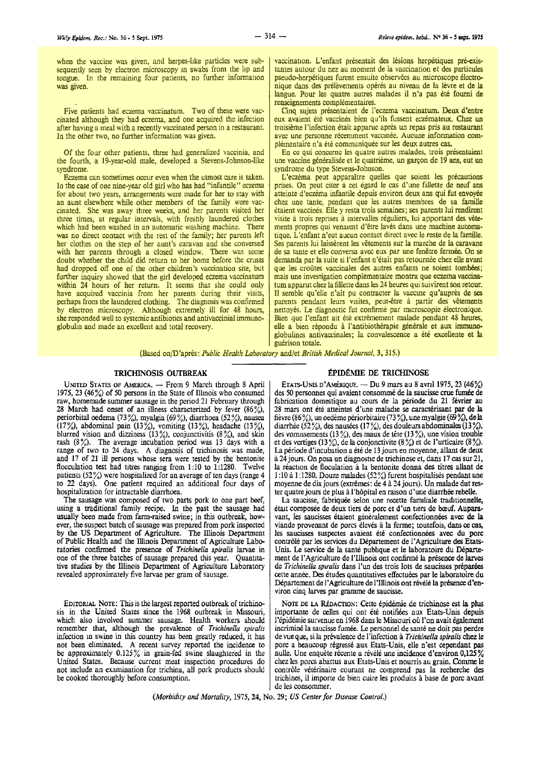when the vaccine was given, and herpes-like particles were subsequently seen by electron microscopy in swabs from the lip and tongue. In the remaining four patients, no further information was given.

Five patients had eczema vaccinatum. Two of these were vaccinated although they had eczema, and one acquired the infection after having a meal with a recently vaccinated person in a restaurant. In the other two, no further information was given.

Of the four other patients, three had generalized vaccinia, and the fourth, a 19-year-old male, developed a Stevens-Johnson-like syndrome.

Eczema can sometimes occur even when the utmost care is taken. In the case of one nine-year old girl who has had "infantile" eczema for about two years, arrangements were made for her to stay with an aunt elsewhere while other members of the family were vaccinated. She was away three weeks, and her parents visited her three times, at regular intervals, with freshly laundered clothes which had been washed in an automatic washing machine. There was no direct contact with the rest of the family; her parents left her clothes on the step of her aunt's caravan and she conversed with her parents through a closed window. There was some doubt whether the child did return to her home before the crusts had dropped off one of the other children's vaccination site, but further inquiry showed that the girl developed eczema vaccinatum within 24 hours of her return. It seems that she could only have acquired vaccinia from her parents during their visits, perhaps from the laundered clothing. The diagnosis was confirmed by electron microscopy. Although extremely ill for 48 hours, she responded well to systemic antibiotics and antivaccinial immunoglobulin and made an excellent and total recovery.

vaccination. L'enfant présentait des lésions herpétiques pré-existantes autour du nez au moment de la vaccination et des particules pseudo-herpétiques furent ensuite observées au microscope électronique dans des prélèvements opérés au niveau de la lèvre et de la langue. Pour les quatre autres malades il n'a pas été fourni de renseignements complémentaires.

Cinq sujets présentaient de l'eczema vaccinatum. Deux d'entre eux avaient été vaccinés bien qu'ils fussent eczémateux. Chez un troisième l'infection était apparue après un repas pris au restaurant avec une personne récemment vaccinée. Aucune information complémentaire n'a été communiquée sur les deux autres cas.

En ce qui concerne les quatre autres malades, trois présentaient une vaccine généralisée et le quatrième, un garçon de 19 ans, eut un syndrome du type Stevens-Johnson.

L'eczéma peut apparaître quelles que soient les précautions prises. On peut citer à cet égard le cas d'une fillette de neuf ans atteinte d'eczéma infantile depuis environ deux ans qui fut envoyée chez une tante, pendant que les autres membres de sa famille étaient vaccinés. Elle y resta trois semaines; ses parents lui rendirent visite à trois reprises à intervalles réguliers, lui apportant des vêtements propres qui venaient d'être lavés dans une machine automatique. L'enfant n'eut aucun contact direct avec le reste de la famille. Ses parents lui laissèrent les vêtements sur la marche de la caravane de sa tante et elle conversa avec eux par une fenêtre fermée. On se demanda par la suite si l'enfant n'était pas retournée chez elle avant que les croûtes vaccinales des autres enfants ne soient tombées; mais une investigation complémentaire montra que eczema vaccinatum apparut chez la fillette dans les 24 heures qui suivirent son retour. Il semble qu'elle n'ait pu contracter la vaccine qu'auprès de ses parents pendant leurs visites, peut-être à partir des vêtements nettoyés. Le diagnostic fut confirmé par microscopie électronique. Bien que l'enfant ait été extrêmement malade pendant 48 heures, elle a bien répondu à l'antibiothérapie générale et aux immunoglobulines antivaccinales; la convalescence a été excellente et la guérison totale.

(Based on/D'après: *Public Health Laboratory* and/et *British Medical Journal*, 3, 315.)

## TRICHINOSIS OUTBREAK

UNITED STATES OF AMERICA. — From 9 March through 8 April 1975, 23 (46%) of 50 persons in the State of Illinois who consumed raw, homemade summer sausage in the period 21 February through 28 March had onset of an illness characterized by fever (86%), periorbital oedema (73%), myalgia (69%), diarrhoea (52%), nausea (17%), abdominal pain (13%), vomiting (13%), headache (13%), blurred vision and dizziness (13%), conjunctivitis (8%), and skin rash (8%). The average incubation period was 13 days with a range of two to 24 days. A diagnosis of trichinosis was made, and 17 of 21 ill persons whose sera were tested by the bentonite flocculation test had titres ranging from 1:10 to 1:1280. Twelve patients (52%) were hospitalized for an average of ten days (range 4 to 22 days). One patient required an additional four days of hospitalization for intractable diarrhoea.

The sausage was composed of two parts pork to one part beef, using a traditional family recipe. In the past the sausage had usually been made from farm-raised swine; in this outbreak, however, the suspect batch of sausage was prepared from pork inspected by the US Department of Agriculture. The Illinois Department of Public Health and the Illinois Department of Agriculture Laboratories confirmed the presence of *Trichinella spiralis* larvae in one of the three batches of sausage prepared this year. Quantitative studies by the Illinois Department of Agriculture Laboratory revealed approximately five larvae per gram of sausage.

EDITORIAL NOTE: This is the largest reported outbreak of trichinosis in the United States since the 1968 outbreak in Missouri, which also involved summer sausage. Health workers should remember that, although the prevalence of *Trichinella spiralis* infection in swine in this country has been greatly reduced, it has not been eliminated. A recent survey reported the incidence to be approximately 0.125% in grain-fed swine slaughtered in the United States. Because current meat inspection procedures do not include an examination for trichina, all pork products should be cooked thoroughly before consumption.

## ÉPIDÉMIE DE TRICHINOSE

ÉTATS-UNIS D'AMÉRIQUE. — Du 9 mars au 8 avril 1975, 23 (46%) des 50 personnes qui avaient consommé de la saucisse crue fumée de fabrication domestique au cours de la période du 21 février au 28 mars ont été atteintes d'une maladie se caractérisant par de la fièvre (86%), un oedème périorbitaire (73%), une myalgie (69%), de la diarrhée (52%), des nausées (17%), des douleurs abdominales (13%), des vomissements (13%), des maux de tête (13%), une vision trouble et des vertiges (13%), de la conjonctivite (8%) et de l'urticaire (8%). La période d'incubation a été de 13 jours en moyenne, allant de deux à 24 jours. On posa un diagnostic de trichinose et, dans 17 cas sur 21, la réaction de floculation à la bentonite donna des titres allant de 1:10 à 1:1280. Douze malades (52%) furent hospitalisés pendant une moyenne de dix jours (extrêmes: de 4 à 24 jours). Un malade dut rester quatre jours de plus à l'hôpital en raison d'une diarrhée rebelle.

La saucisse, fabriquée selon une recette familiale traditionnelle, était composée de deux tiers de porc et d'un tiers de bœuf. Auparavant, les saucisses étaient généralement confectionnées avec de la viande provenant de porcs élevés à la ferme; toutefois, dans ce cas, les saucisses suspectes avaient été confectionnées avec du porc contrôlé par les services du Département de l'Agriculture des Etats-Unis. Le service de la santé publique et le laboratoire du Département de l'Agriculture de l'Illinois ont confirmé la présence de larves de *Trichinella spiralis* dans l'un des trois lots de saucisses préparées cette année. Des études quantitatives effectuées par le laboratoire du Département de l'Agriculture de l'Illinois ont révélé la présence d'environ cinq larves par gramme de saucisse.

NOTE DE LA RÉDACTION: Cette épidémie de trichinose est la plus importante de celles qui ont été notifiées aux Etats-Unis depuis l'épidémie survenue en 1968 dans le Missouri où l'on avait également incriminé la saucisse fumée. Le personnel de santé ne doit pas perdre de vue que, si la prévalence de l'infection à *Trichinella spiralis* chez le porc a beaucoup régressé aux Etats-Unis, elle n'est cependant pas nulle. Une enquête récente a révélé une incidence d'environ 0,125% chez les porcs abattus aux Etats-Unis et nourris au grain. Comme le contrôle vétérinaire courant ne comprend pas la recherche des trichines, il importe de bien cuire les produits à base de porc avant de les consommer.

(*Morbidity and Mortality*, 1975, 24, No. 29; *US Center for Disease Control*.)